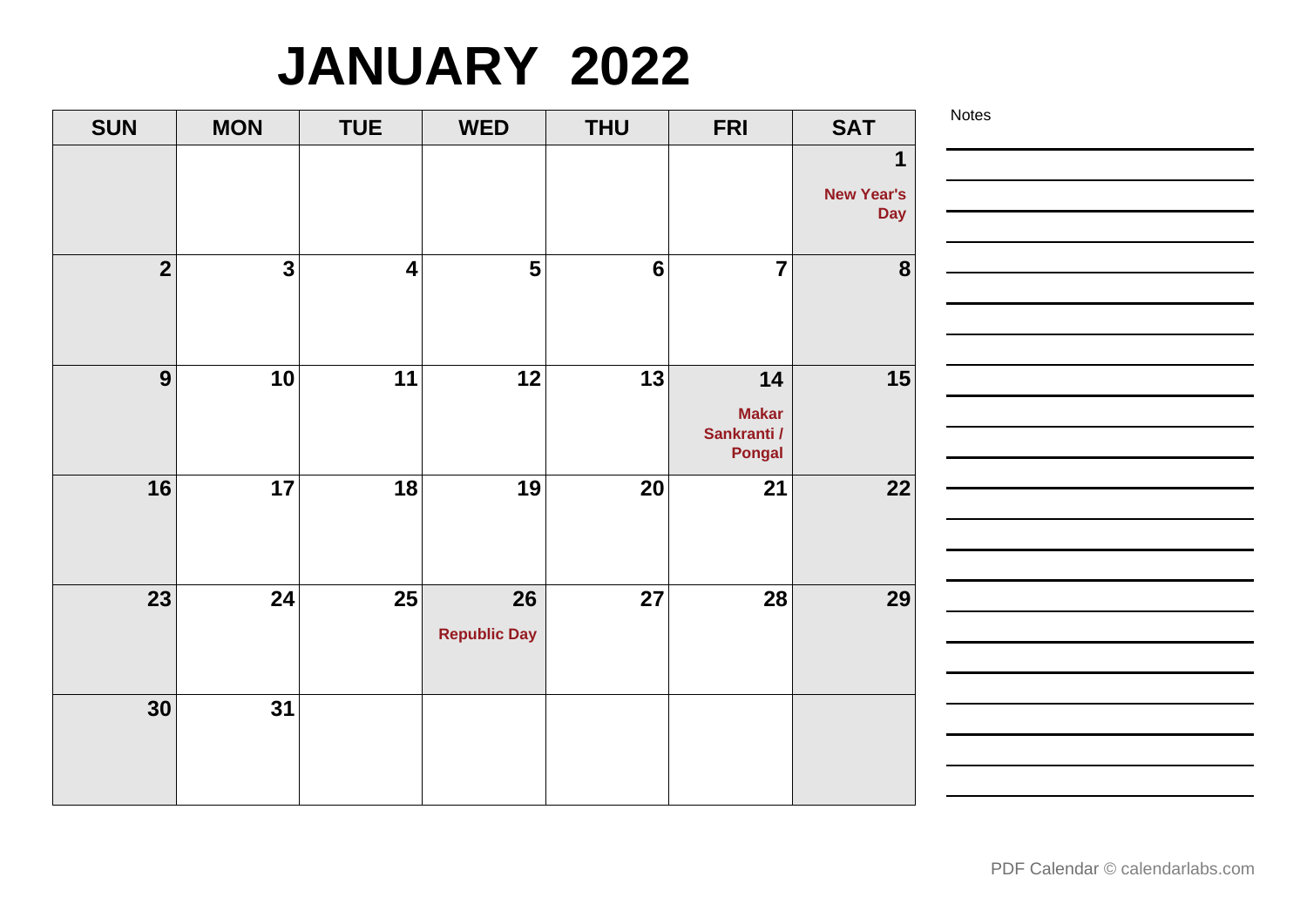# JANUARY 2022

| SUN | MON | TUE | WED | THU | FRI | SAT |
|---|---|---|---|---|---|---|
| | | | | | | 1 New Year's Day |
| 2 | 3 | 4 | 5 | 6 | 7 | 8 |
| 9 | 10 | 11 | 12 | 13 | 14 Makar Sankranti / Pongal | 15 |
| 16 | 17 | 18 | 19 | 20 | 21 | 22 |
| 23 | 24 | 25 | 26 Republic Day | 27 | 28 | 29 |
| 30 | 31 | | | | | |

Notes

PDF Calendar © calendarlabs.com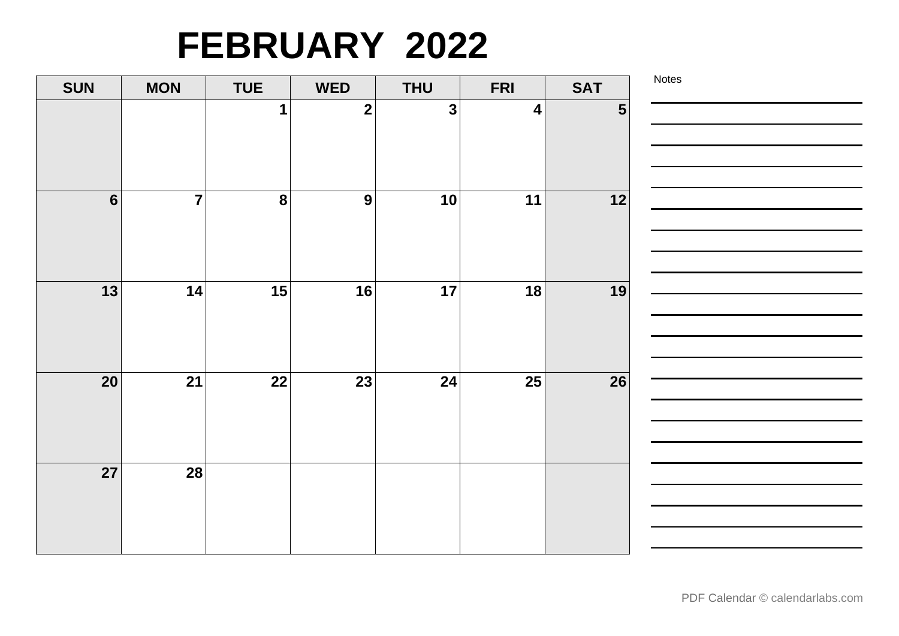# FEBRUARY 2022

| SUN | MON | TUE | WED | THU | FRI | SAT |
|---|---|---|---|---|---|---|
| | | 1 | 2 | 3 | 4 | 5 |
| 6 | 7 | 8 | 9 | 10 | 11 | 12 |
| 13 | 14 | 15 | 16 | 17 | 18 | 19 |
| 20 | 21 | 22 | 23 | 24 | 25 | 26 |
| 27 | 28 | | | | | |

Notes

PDF Calendar © calendarlabs.com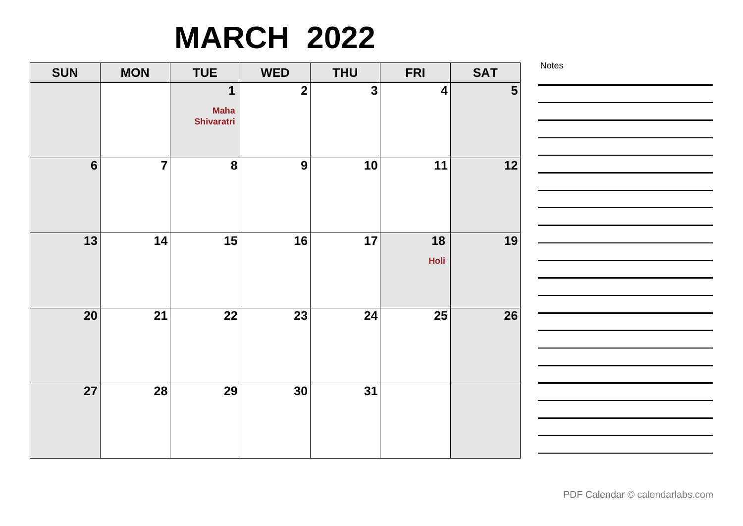# MARCH 2022

| SUN | MON | TUE | WED | THU | FRI | SAT |
|---|---|---|---|---|---|---|
| | | 1 Maha Shivaratri | 2 | 3 | 4 | 5 |
| 6 | 7 | 8 | 9 | 10 | 11 | 12 |
| 13 | 14 | 15 | 16 | 17 | 18 Holi | 19 |
| 20 | 21 | 22 | 23 | 24 | 25 | 26 |
| 27 | 28 | 29 | 30 | 31 | | |

Notes

PDF Calendar © calendarlabs.com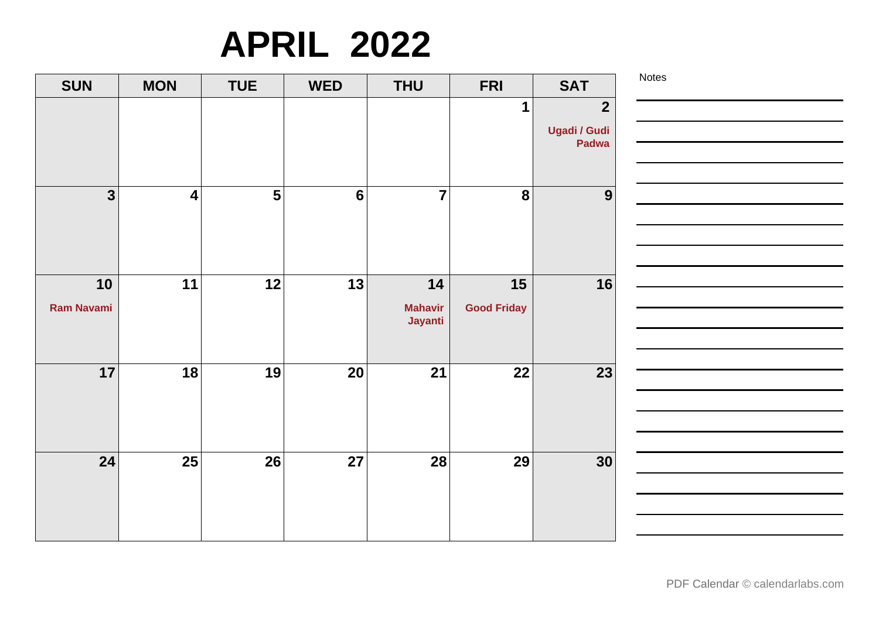# APRIL 2022

| SUN | MON | TUE | WED | THU | FRI | SAT |
|---|---|---|---|---|---|---|
| | | | | | 1 | 2 Ugadi / Gudi Padwa |
| 3 | 4 | 5 | 6 | 7 | 8 | 9 |
| 10 Ram Navami | 11 | 12 | 13 | 14 Mahavir Jayanti | 15 Good Friday | 16 |
| 17 | 18 | 19 | 20 | 21 | 22 | 23 |
| 24 | 25 | 26 | 27 | 28 | 29 | 30 |

Notes

PDF Calendar © calendarlabs.com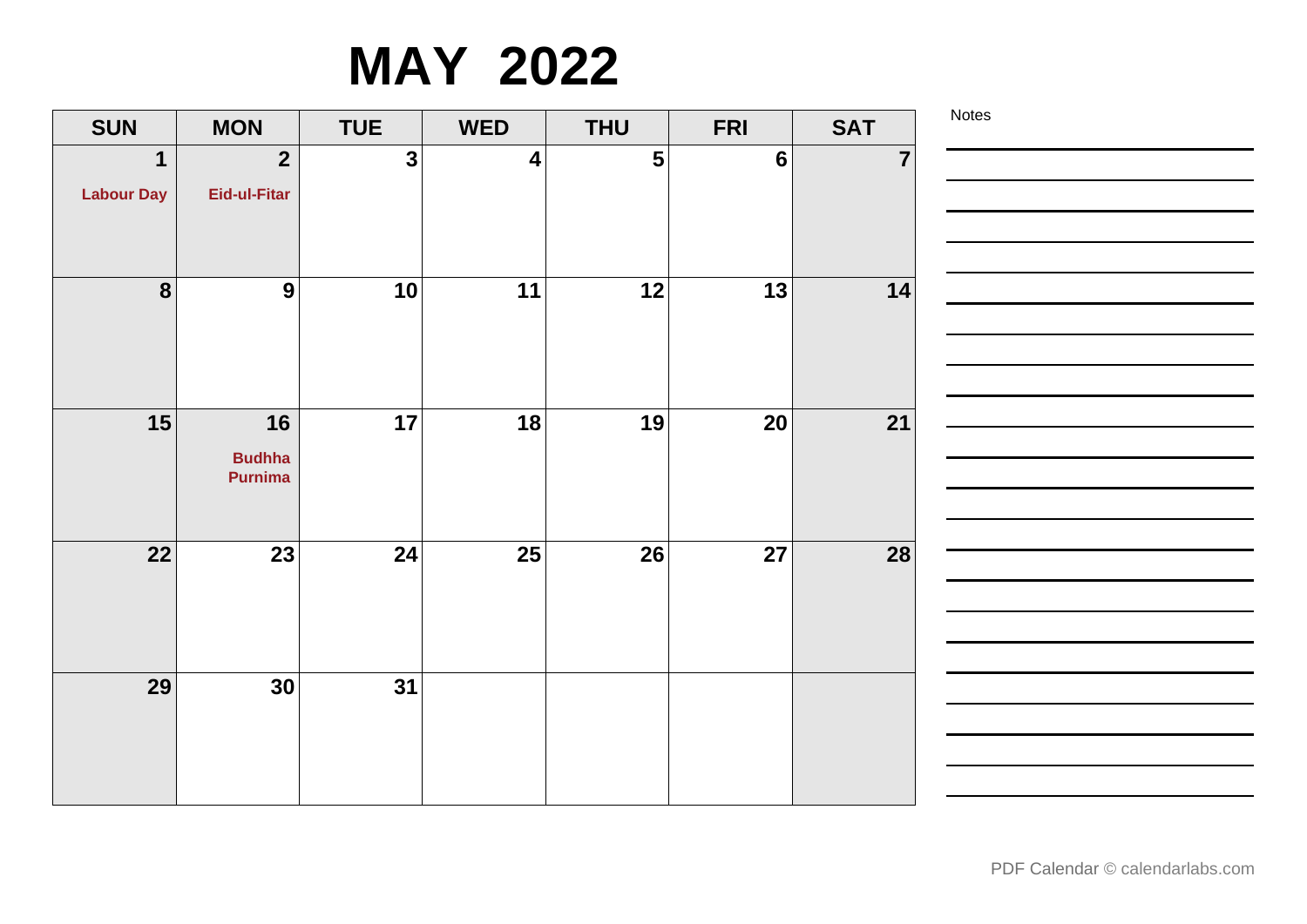# MAY 2022

| SUN | MON | TUE | WED | THU | FRI | SAT |
|---|---|---|---|---|---|---|
| 1 Labour Day | 2 Eid-ul-Fitar | 3 | 4 | 5 | 6 | 7 |
| 8 | 9 | 10 | 11 | 12 | 13 | 14 |
| 15 | 16 Budhha Purnima | 17 | 18 | 19 | 20 | 21 |
| 22 | 23 | 24 | 25 | 26 | 27 | 28 |
| 29 | 30 | 31 | | | | |

Notes

PDF Calendar © calendarlabs.com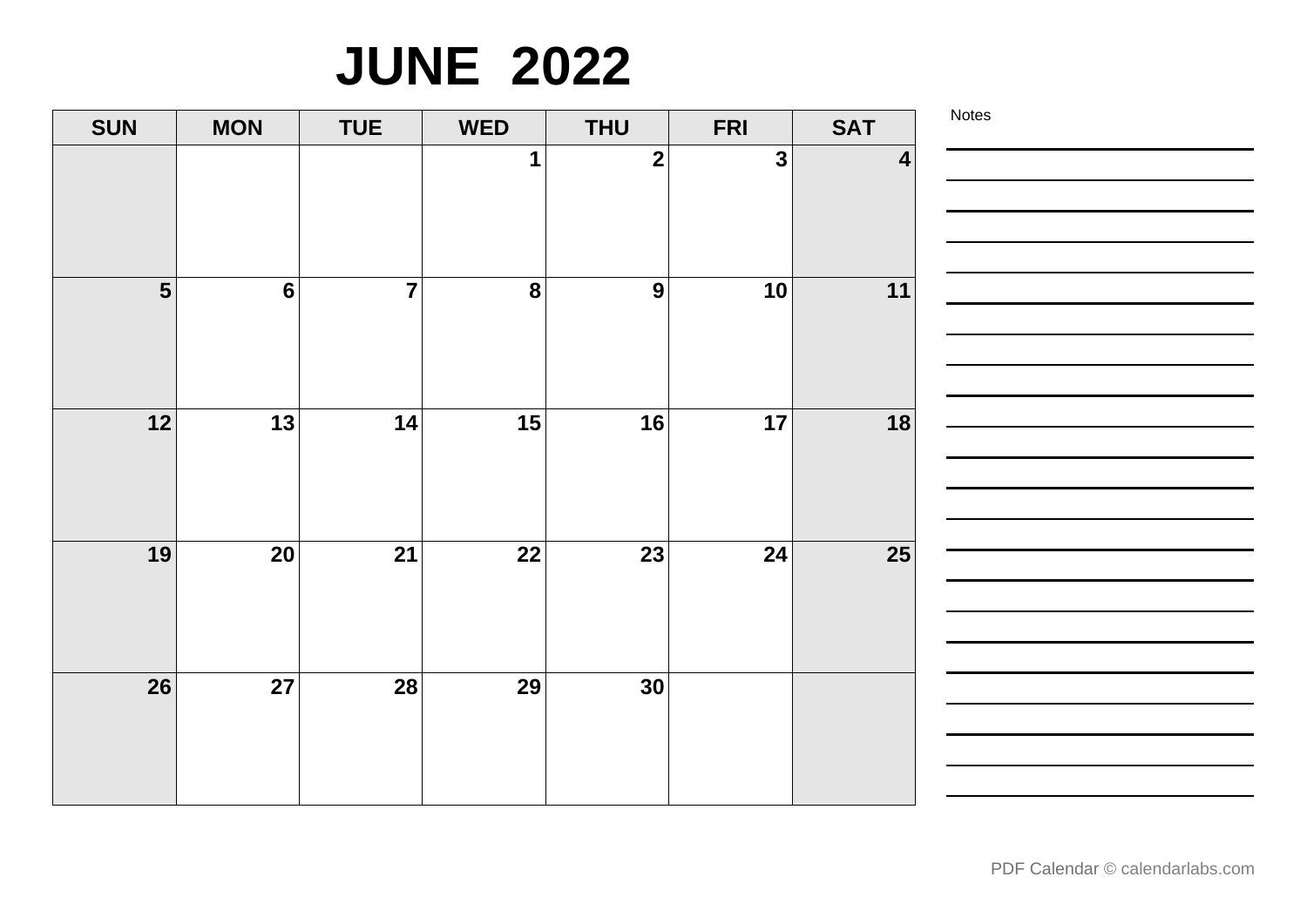# JUNE 2022

| SUN | MON | TUE | WED | THU | FRI | SAT |
| --- | --- | --- | --- | --- | --- | --- |
| | | | 1 | 2 | 3 | 4 |
| 5 | 6 | 7 | 8 | 9 | 10 | 11 |
| 12 | 13 | 14 | 15 | 16 | 17 | 18 |
| 19 | 20 | 21 | 22 | 23 | 24 | 25 |
| 26 | 27 | 28 | 29 | 30 | | |

Notes

PDF Calendar © calendarlabs.com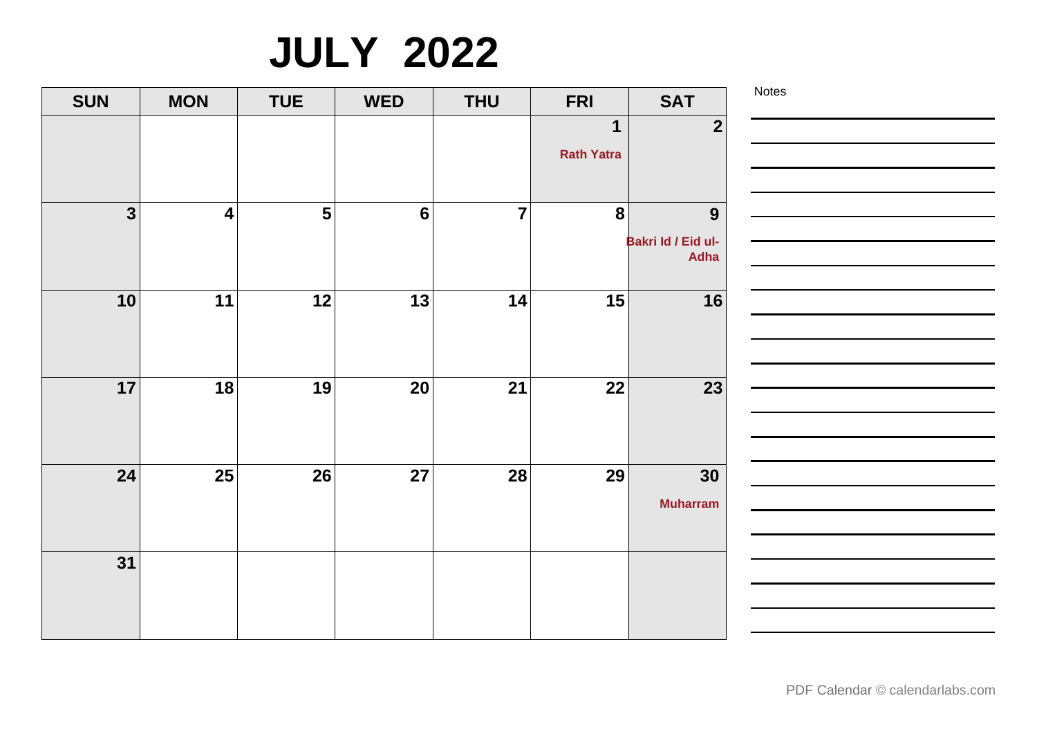# JULY 2022

| SUN | MON | TUE | WED | THU | FRI | SAT |
|---|---|---|---|---|---|---|
| | | | | | 1 Rath Yatra | 2 |
| 3 | 4 | 5 | 6 | 7 | 8 | 9 Bakri Id / Eid ul-Adha |
| 10 | 11 | 12 | 13 | 14 | 15 | 16 |
| 17 | 18 | 19 | 20 | 21 | 22 | 23 |
| 24 | 25 | 26 | 27 | 28 | 29 | 30 Muharram |
| 31 | | | | | | |

Notes

PDF Calendar © calendarlabs.com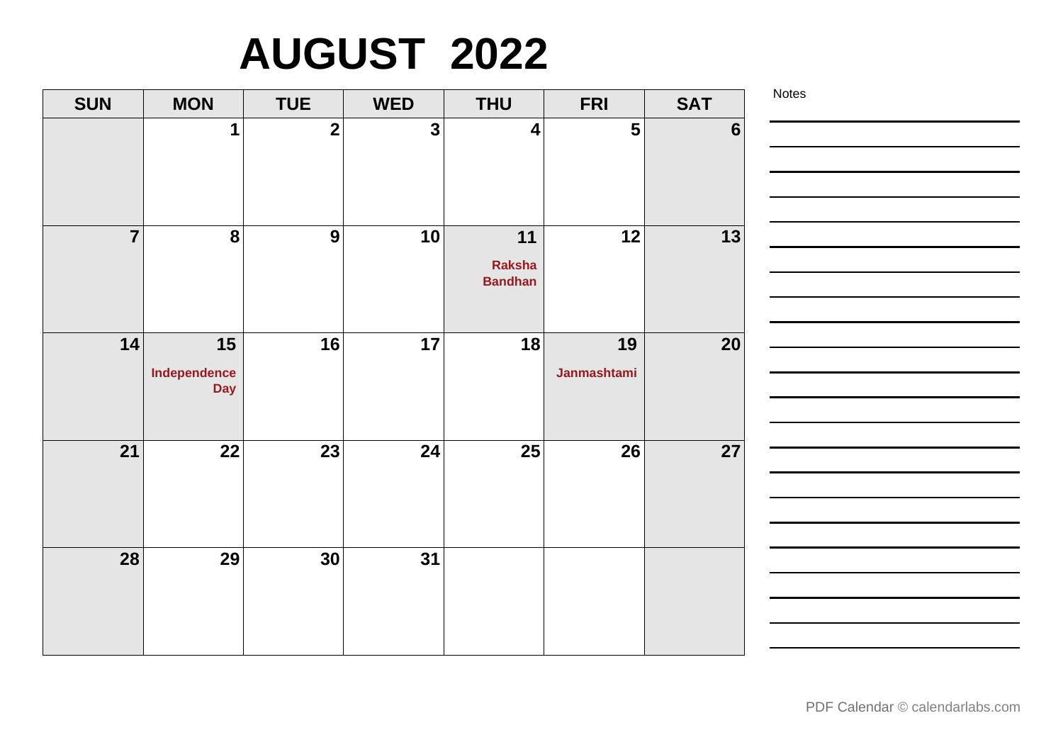# AUGUST 2022

| SUN | MON | TUE | WED | THU | FRI | SAT |
|---|---|---|---|---|---|---|
| | 1 | 2 | 3 | 4 | 5 | 6 |
| 7 | 8 | 9 | 10 | 11 Raksha Bandhan | 12 | 13 |
| 14 | 15 Independence Day | 16 | 17 | 18 | 19 Janmashtami | 20 |
| 21 | 22 | 23 | 24 | 25 | 26 | 27 |
| 28 | 29 | 30 | 31 | | | |

Notes

PDF Calendar © calendarlabs.com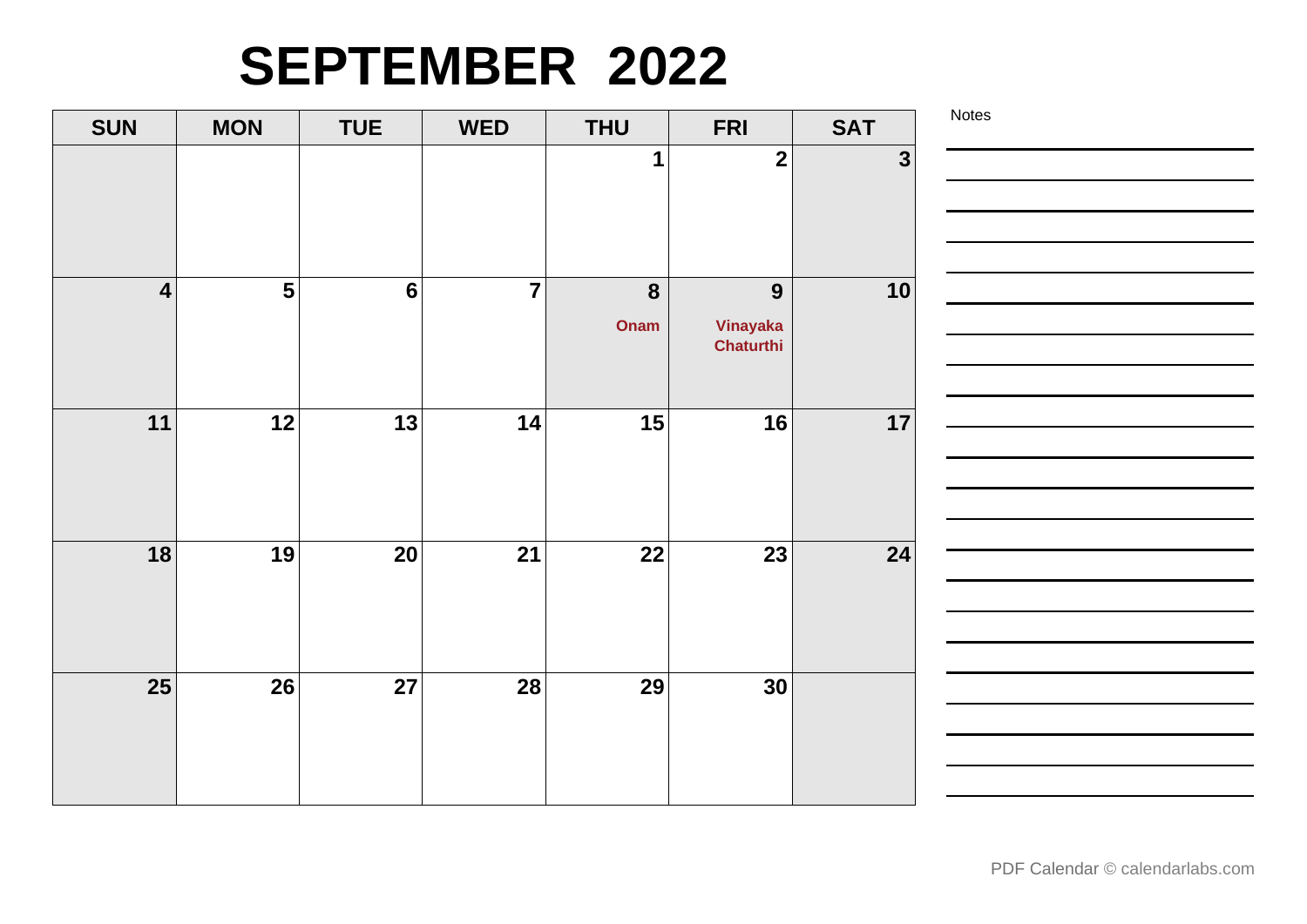# SEPTEMBER 2022

| SUN | MON | TUE | WED | THU | FRI | SAT |
|---|---|---|---|---|---|---|
| | | | | 1 | 2 | 3 |
| 4 | 5 | 6 | 7 | 8 Onam | 9 Vinayaka Chaturthi | 10 |
| 11 | 12 | 13 | 14 | 15 | 16 | 17 |
| 18 | 19 | 20 | 21 | 22 | 23 | 24 |
| 25 | 26 | 27 | 28 | 29 | 30 | |

Notes

PDF Calendar © calendarlabs.com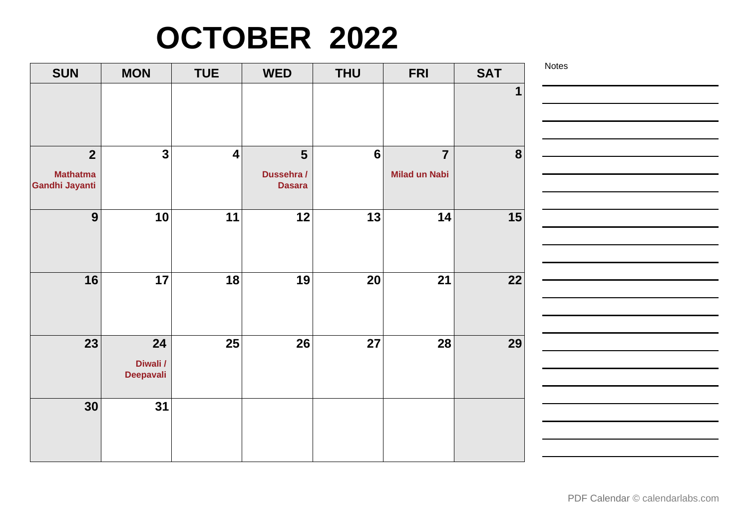# OCTOBER 2022

| SUN | MON | TUE | WED | THU | FRI | SAT |
|---|---|---|---|---|---|---|
| | | | | | | 1 |
| 2 Mathatma Gandhi Jayanti | 3 | 4 | 5 Dussehra / Dasara | 6 | 7 Milad un Nabi | 8 |
| 9 | 10 | 11 | 12 | 13 | 14 | 15 |
| 16 | 17 | 18 | 19 | 20 | 21 | 22 |
| 23 | 24 Diwali / Deepavali | 25 | 26 | 27 | 28 | 29 |
| 30 | 31 | | | | | |

Notes

PDF Calendar © calendarlabs.com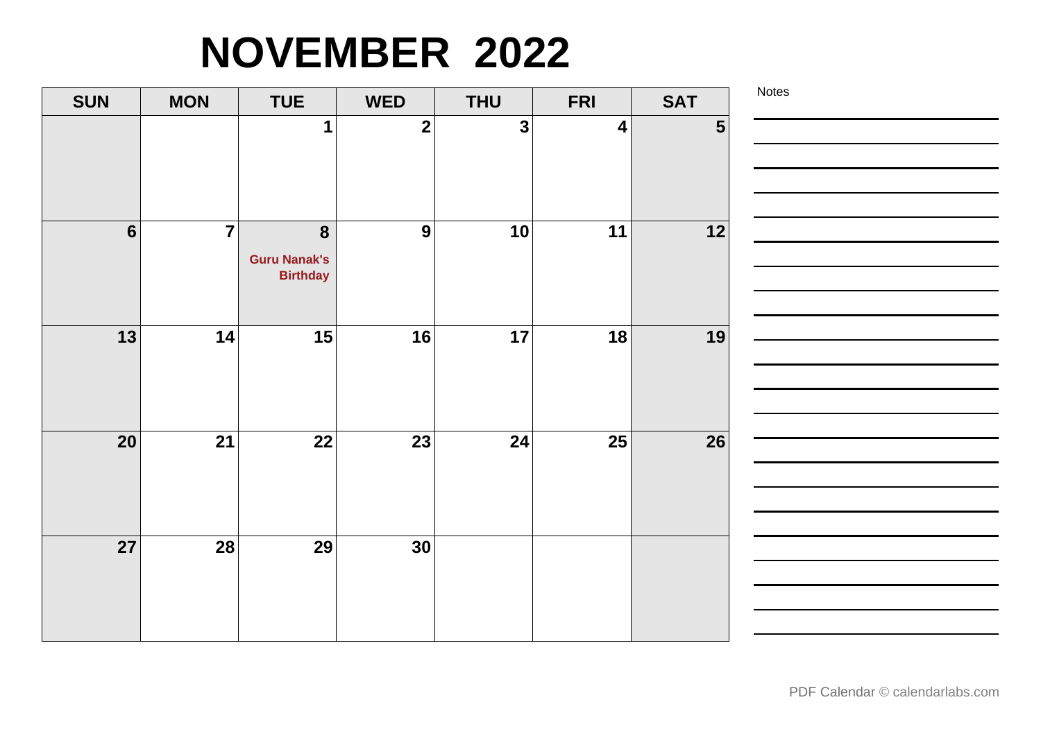# NOVEMBER 2022

| SUN | MON | TUE | WED | THU | FRI | SAT |
|---|---|---|---|---|---|---|
| | | 1 | 2 | 3 | 4 | 5 |
| 6 | 7 | 8 Guru Nanak's Birthday | 9 | 10 | 11 | 12 |
| 13 | 14 | 15 | 16 | 17 | 18 | 19 |
| 20 | 21 | 22 | 23 | 24 | 25 | 26 |
| 27 | 28 | 29 | 30 | | | |

Notes

PDF Calendar © calendarlabs.com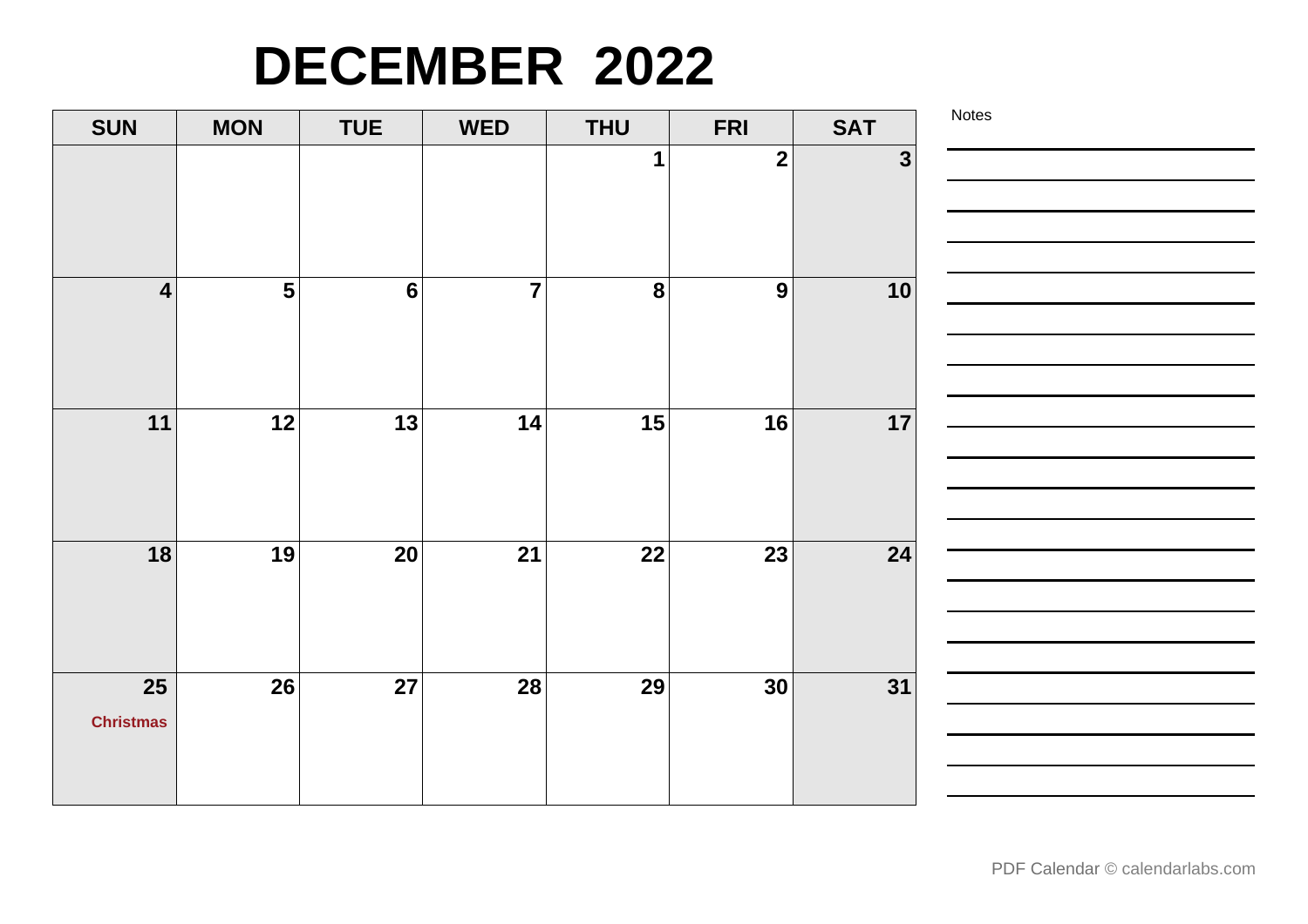# DECEMBER 2022

| SUN | MON | TUE | WED | THU | FRI | SAT |
|---|---|---|---|---|---|---|
| | | | | 1 | 2 | 3 |
| 4 | 5 | 6 | 7 | 8 | 9 | 10 |
| 11 | 12 | 13 | 14 | 15 | 16 | 17 |
| 18 | 19 | 20 | 21 | 22 | 23 | 24 |
| 25 Christmas | 26 | 27 | 28 | 29 | 30 | 31 |

Notes

PDF Calendar © calendarlabs.com